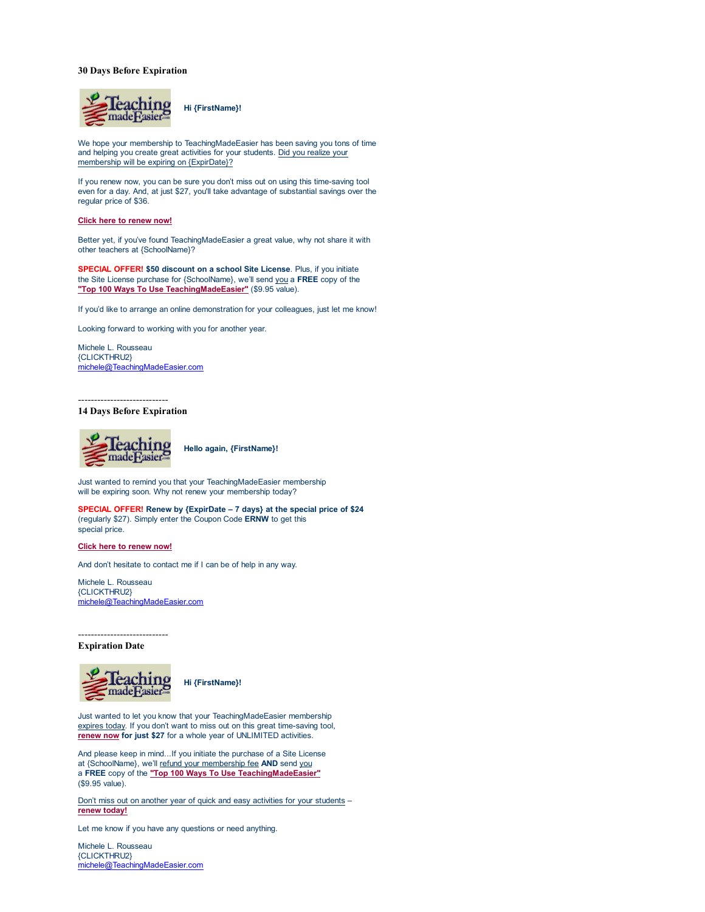### 30 Days Before Expiration

**Hi {FirstName}!**

We hope your membership to TeachingMadeEasier has been saving you tons of time and helping you create great activities for your students. Did you realize your membership will be expiring on {ExpirDate}?

If you renew now, you can be sure you don't miss out on using this time-saving tool even for a day. And, at just $27, you'll take advantage of substantial savings over the regular price of $36.

**Click here to renew now!**

Better yet, if you've found TeachingMadeEasier a great value, why not share it with other teachers at {SchoolName}?

**SPECIAL OFFER! $50 discount on a school Site License**. Plus, if you initiate the Site License purchase for {SchoolName}, we'll send you a **FREE** copy of the **"Top 100 Ways To Use TeachingMadeEasier"** ($9.95 value).

If you'd like to arrange an online demonstration for your colleagues, just let me know!

Looking forward to working with you for another year.

Michele L. Rousseau
{CLICKTHRU2}
michele@TeachingMadeEasier.com

----------------------------

### 14 Days Before Expiration

**Hello again, {FirstName}!**

Just wanted to remind you that your TeachingMadeEasier membership will be expiring soon. Why not renew your membership today?

**SPECIAL OFFER! Renew by {ExpirDate – 7 days} at the special price of $24** (regularly $27). Simply enter the Coupon Code **ERNW** to get this special price.

**Click here to renew now!**

And don't hesitate to contact me if I can be of help in any way.

Michele L. Rousseau
{CLICKTHRU2}
michele@TeachingMadeEasier.com

----------------------------

### Expiration Date

**Hi {FirstName}!**

Just wanted to let you know that your TeachingMadeEasier membership expires today. If you don't want to miss out on this great time-saving tool, **renew now for just $27** for a whole year of UNLIMITED activities.

And please keep in mind...If you initiate the purchase of a Site License at {SchoolName}, we'll refund your membership fee **AND** send you a **FREE** copy of the **"Top 100 Ways To Use TeachingMadeEasier"** ($9.95 value).

Don't miss out on another year of quick and easy activities for your students – **renew today!**

Let me know if you have any questions or need anything.

Michele L. Rousseau
{CLICKTHRU2}
michele@TeachingMadeEasier.com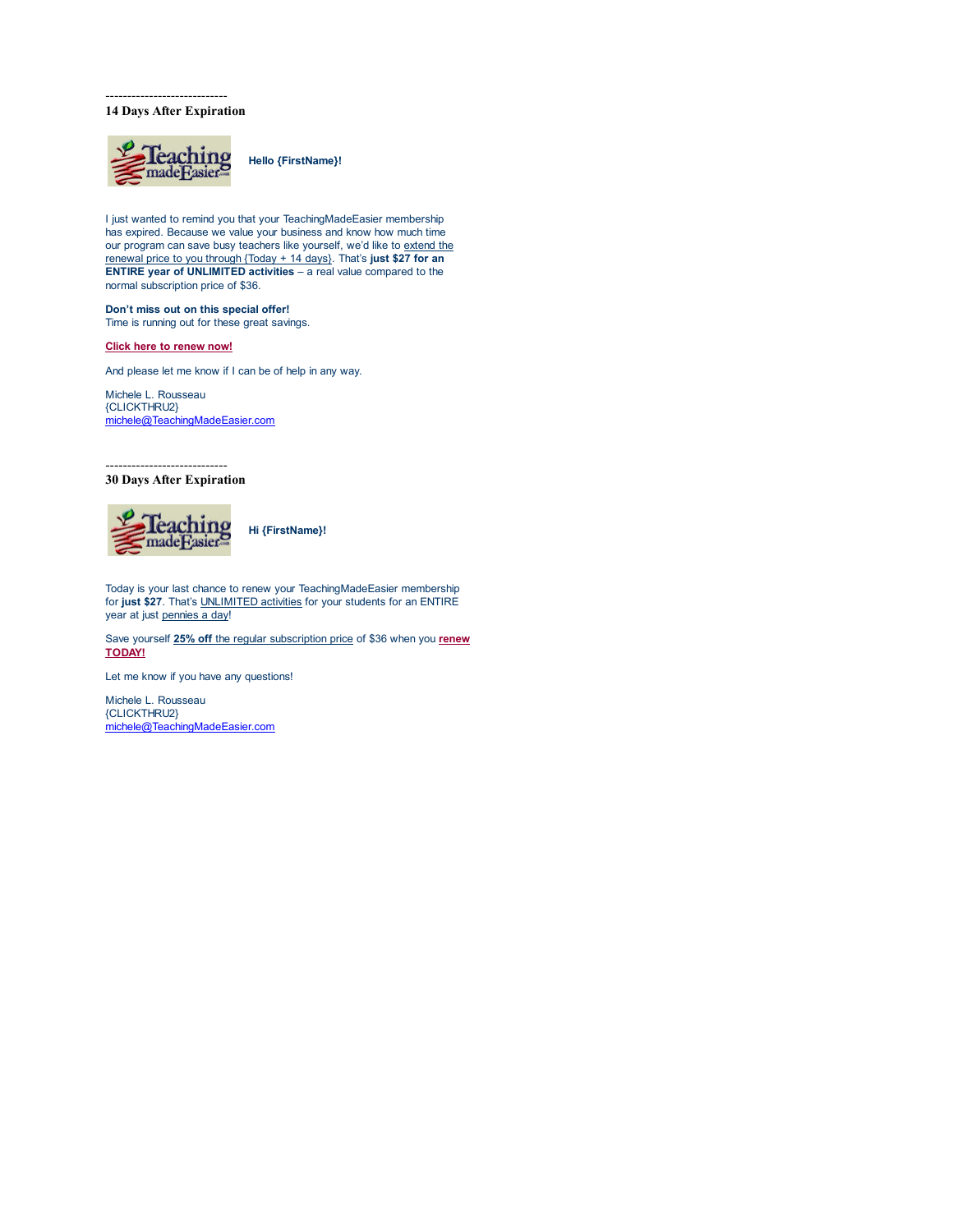----------------------------
**14 Days After Expiration**

**Hello {FirstName}!**

I just wanted to remind you that your TeachingMadeEasier membership has expired. Because we value your business and know how much time our program can save busy teachers like yourself, we'd like to extend the renewal price to you through {Today + 14 days}. That's **just $27 for an ENTIRE year of UNLIMITED activities** – a real value compared to the normal subscription price of $36.

**Don't miss out on this special offer!**
Time is running out for these great savings.

**Click here to renew now!**

And please let me know if I can be of help in any way.

Michele L. Rousseau
{CLICKTHRU2}
michele@TeachingMadeEasier.com

----------------------------
**30 Days After Expiration**

**Hi {FirstName}!**

Today is your last chance to renew your TeachingMadeEasier membership for **just $27**. That's UNLIMITED activities for your students for an ENTIRE year at just pennies a day!

Save yourself **25% off** the regular subscription price of $36 when you **renew TODAY!**

Let me know if you have any questions!

Michele L. Rousseau
{CLICKTHRU2}
michele@TeachingMadeEasier.com